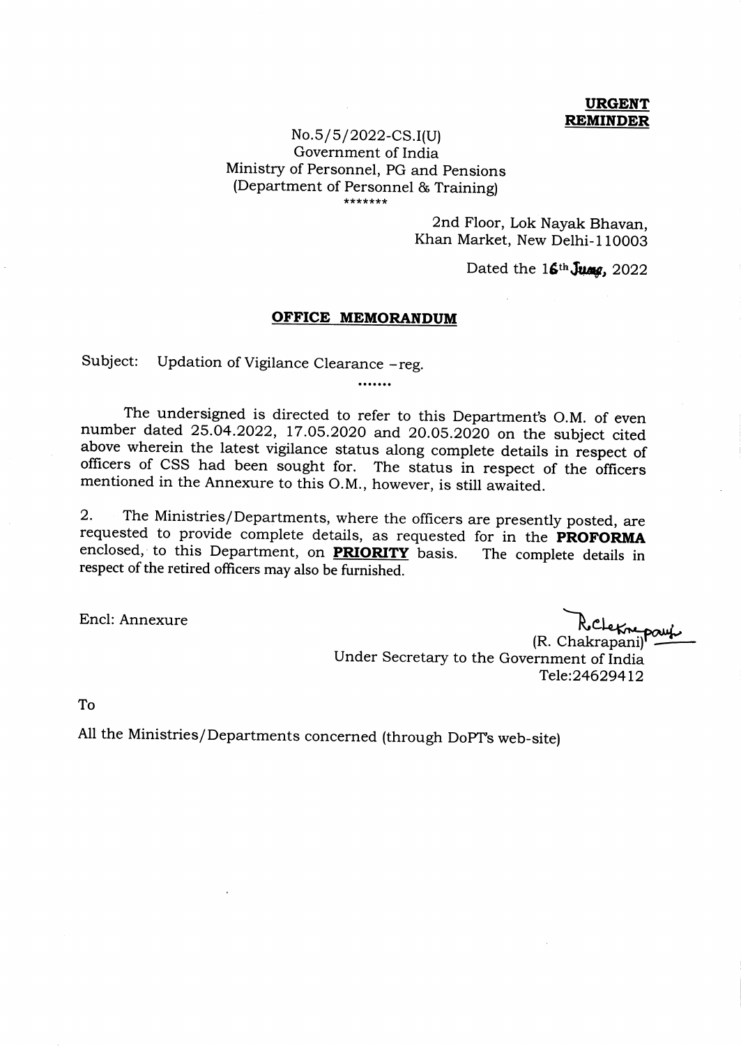**URGENT**
**REMINDER**

No.5/5/2022-CS.I(U)
Government of India
Ministry of Personnel, PG and Pensions
(Department of Personnel & Training)
\*\*\*\*\*\*\*

2nd Floor, Lok Nayak Bhavan,
Khan Market, New Delhi-110003

Dated the 16th June, 2022

## OFFICE MEMORANDUM

Subject: Updation of Vigilance Clearance –reg.

.......

The undersigned is directed to refer to this Department's O.M. of even number dated 25.04.2022, 17.05.2020 and 20.05.2020 on the subject cited above wherein the latest vigilance status along complete details in respect of officers of CSS had been sought for. The status in respect of the officers mentioned in the Annexure to this O.M., however, is still awaited.

2. The Ministries/Departments, where the officers are presently posted, are requested to provide complete details, as requested for in the **PROFORMA** enclosed, to this Department, on **PRIORITY** basis. The complete details in respect of the retired officers may also be furnished.

Encl: Annexure

(R. Chakrapani)
Under Secretary to the Government of India
Tele:24629412

To

All the Ministries/Departments concerned (through DoPT's web-site)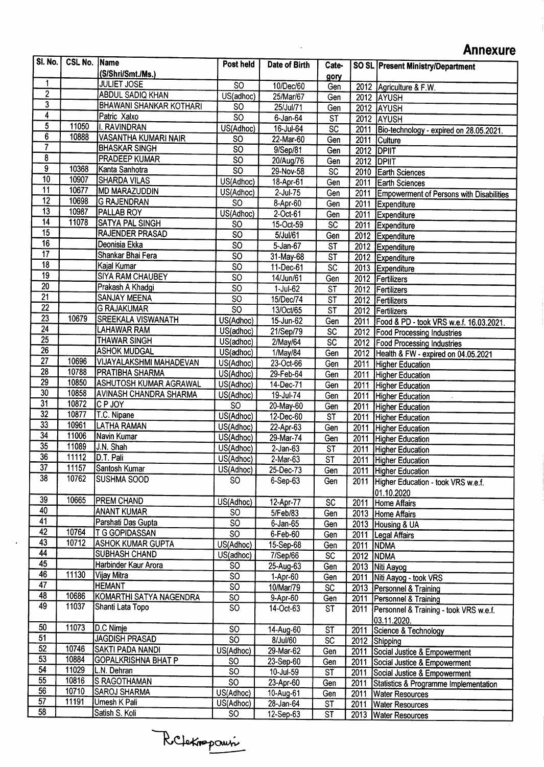# Annexure

| Sl. No. | CSL No. | Name (S/Shri/Smt./Ms.) | Post held | Date of Birth | Category | SO SL | Present Ministry/Department |
|---|---|---|---|---|---|---|---|
| 1 | | JULIET JOSE | SO | 10/Dec/60 | Gen | 2012 | Agriculture & F.W. |
| 2 | | ABDUL SADIQ KHAN | US(adhoc) | 25/Mar/67 | Gen | 2012 | AYUSH |
| 3 | | BHAWANI SHANKAR KOTHARI | SO | 25/Jul/71 | Gen | 2012 | AYUSH |
| 4 | | Patric Xalxo | SO | 6-Jan-64 | ST | 2012 | AYUSH |
| 5 | 11050 | I. RAVINDRAN | US(Adhoc) | 16-Jul-64 | SC | 2011 | Bio-technology - expired on 28.05.2021. |
| 6 | 10888 | VASANTHA KUMARI NAIR | SO | 22-Mar-60 | Gen | 2011 | Culture |
| 7 | | BHASKAR SINGH | SO | 9/Sep/81 | Gen | 2012 | DPIIT |
| 8 | | PRADEEP KUMAR | SO | 20/Aug/76 | Gen | 2012 | DPIIT |
| 9 | 10368 | Kanta Sanhotra | SO | 29-Nov-58 | SC | 2010 | Earth Sciences |
| 10 | 10907 | SHARDA VILAS | US(Adhoc) | 18-Apr-61 | Gen | 2011 | Earth Sciences |
| 11 | 10677 | MD MARAZUDDIN | US(Adhoc) | 2-Jul-75 | Gen | 2011 | Empowerment of Persons with Disabilities |
| 12 | 10698 | G RAJENDRAN | SO | 8-Apr-60 | Gen | 2011 | Expenditure |
| 13 | 10987 | PALLAB ROY | US(Adhoc) | 2-Oct-61 | Gen | 2011 | Expenditure |
| 14 | 11078 | SATYA PAL SINGH | SO | 15-Oct-59 | SC | 2011 | Expenditure |
| 15 | | RAJENDER PRASAD | SO | 5/Jul/61 | Gen | 2012 | Expenditure |
| 16 | | Deonisia Ekka | SO | 5-Jan-67 | ST | 2012 | Expenditure |
| 17 | | Shankar Bhai Fera | SO | 31-May-68 | ST | 2012 | Expenditure |
| 18 | | Kajal Kumar | SO | 11-Dec-61 | SC | 2013 | Expenditure |
| 19 | | SIYA RAM CHAUBEY | SO | 14/Jun/61 | Gen | 2012 | Fertilizers |
| 20 | | Prakash A Khadgi | SO | 1-Jul-62 | ST | 2012 | Fertilizers |
| 21 | | SANJAY MEENA | SO | 15/Dec/74 | ST | 2012 | Fertilizers |
| 22 | | G RAJAKUMAR | SO | 13/Oct/65 | ST | 2012 | Fertilizers |
| 23 | 10679 | SREEKALA VISWANATH | US(Adhoc) | 15-Jun-62 | Gen | 2011 | Food & PD - took VRS w.e.f. 16.03.2021. |
| 24 | | LAHAWAR RAM | US(adhoc) | 21/Sep/79 | SC | 2012 | Food Processing Industries |
| 25 | | THAWAR SINGH | US(adhoc) | 2/May/64 | SC | 2012 | Food Processing Industries |
| 26 | | ASHOK MUDGAL | US(adhoc) | 1/May/84 | Gen | 2012 | Health & FW - expired on 04.05.2021 |
| 27 | 10696 | VIJAYALAKSHMI MAHADEVAN | US(Adhoc) | 23-Oct-66 | Gen | 2011 | Higher Education |
| 28 | 10788 | PRATIBHA SHARMA | US(Adhoc) | 29-Feb-64 | Gen | 2011 | Higher Education |
| 29 | 10850 | ASHUTOSH KUMAR AGRAWAL | US(Adhoc) | 14-Dec-71 | Gen | 2011 | Higher Education |
| 30 | 10858 | AVINASH CHANDRA SHARMA | US(Adhoc) | 19-Jul-74 | Gen | 2011 | Higher Education |
| 31 | 10872 | C P JOY | SO | 20-May-60 | Gen | 2011 | Higher Education |
| 32 | 10877 | T.C. Nipane | US(Adhoc) | 12-Dec-60 | ST | 2011 | Higher Education |
| 33 | 10961 | LATHA RAMAN | US(Adhoc) | 22-Apr-63 | Gen | 2011 | Higher Education |
| 34 | 11006 | Navin Kumar | US(Adhoc) | 29-Mar-74 | Gen | 2011 | Higher Education |
| 35 | 11089 | J.N. Shah | US(Adhoc) | 2-Jan-63 | ST | 2011 | Higher Education |
| 36 | 11112 | D.T. Pali | US(Adhoc) | 2-Mar-63 | ST | 2011 | Higher Education |
| 37 | 11157 | Santosh Kumar | US(Adhoc) | 25-Dec-73 | Gen | 2011 | Higher Education |
| 38 | 10762 | SUSHMA SOOD | SO | 6-Sep-63 | Gen | 2011 | Higher Education - took VRS w.e.f. 01.10.2020 |
| 39 | 10665 | PREM CHAND | US(Adhoc) | 12-Apr-77 | SC | 2011 | Home Affairs |
| 40 | | ANANT KUMAR | SO | 5/Feb/83 | Gen | 2013 | Home Affairs |
| 41 | | Parshati Das Gupta | SO | 6-Jan-65 | Gen | 2013 | Housing & UA |
| 42 | 10764 | T G GOPIDASSAN | SO | 6-Feb-60 | Gen | 2011 | Legal Affairs |
| 43 | 10712 | ASHOK KUMAR GUPTA | US(Adhoc) | 15-Sep-68 | Gen | 2011 | NDMA |
| 44 | | SUBHASH CHAND | US(adhoc) | 7/Sep/66 | SC | 2012 | NDMA |
| 45 | | Harbinder Kaur Arora | SO | 25-Aug-63 | Gen | 2013 | Niti Aayog |
| 46 | 11130 | Vijay Mitra | SO | 1-Apr-60 | Gen | 2011 | Niti Aayog - took VRS |
| 47 | | HEMANT | SO | 10/Mar/79 | SC | 2013 | Personnel & Training |
| 48 | 10686 | KOMARTHI SATYA NAGENDRA | SO | 9-Apr-60 | Gen | 2011 | Personnel & Training |
| 49 | 11037 | Shanti Lata Topo | SO | 14-Oct-63 | ST | 2011 | Personnel & Training - took VRS w.e.f. 03.11.2020. |
| 50 | 11073 | D.C Nimje | SO | 14-Aug-60 | ST | 2011 | Science & Technology |
| 51 | | JAGDISH PRASAD | SO | 8/Jul/60 | SC | 2012 | Shipping |
| 52 | 10746 | SAKTI PADA NANDI | US(Adhoc) | 29-Mar-62 | Gen | 2011 | Social Justice & Empowerment |
| 53 | 10884 | GOPALKRISHNA BHAT P | SO | 23-Sep-60 | Gen | 2011 | Social Justice & Empowerment |
| 54 | 11029 | L.N. Dehran | SO | 10-Jul-59 | ST | 2011 | Social Justice & Empowerment |
| 55 | 10816 | S RAGOTHAMAN | SO | 23-Apr-60 | Gen | 2011 | Statistics & Programme Implementation |
| 56 | 10710 | SAROJ SHARMA | US(Adhoc) | 10-Aug-61 | Gen | 2011 | Water Resources |
| 57 | 11191 | Umesh K Pali | US(Adhoc) | 28-Jan-64 | ST | 2011 | Water Resources |
| 58 | | Satish S. Koli | SO | 12-Sep-63 | ST | 2013 | Water Resources |

R Chakrapani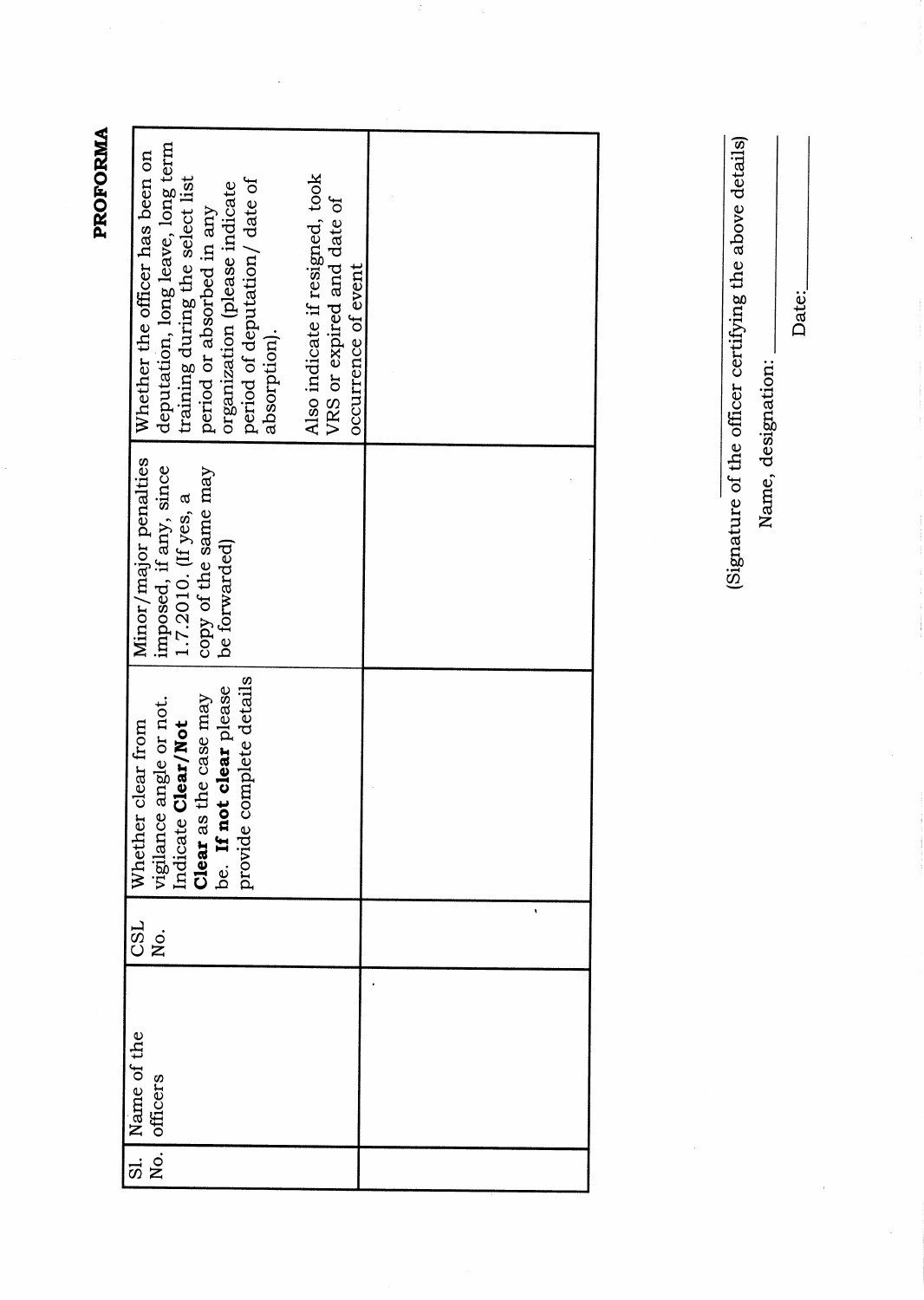# PROFORMA

| Sl. No. | Name of the officers | CSL No. | Whether clear from vigilance angle or not. Indicate **Clear/Not Clear** as the case may be. **If not clear** please provide complete details | Minor/major penalties imposed, if any, since 1.7.2010. (If yes, a copy of the same may be forwarded) | Whether the officer has been on deputation, long leave, long term training during the select list period or absorbed in any organization (please indicate period of deputation/ date of absorption).<br><br>Also indicate if resigned, took VRS or expired and date of occurrence of event |
|---|---|---|---|---|---|
| | | | | | |

_______________________

(Signature of the officer certifying the above details)

Name, designation: _______________

Date: _______________